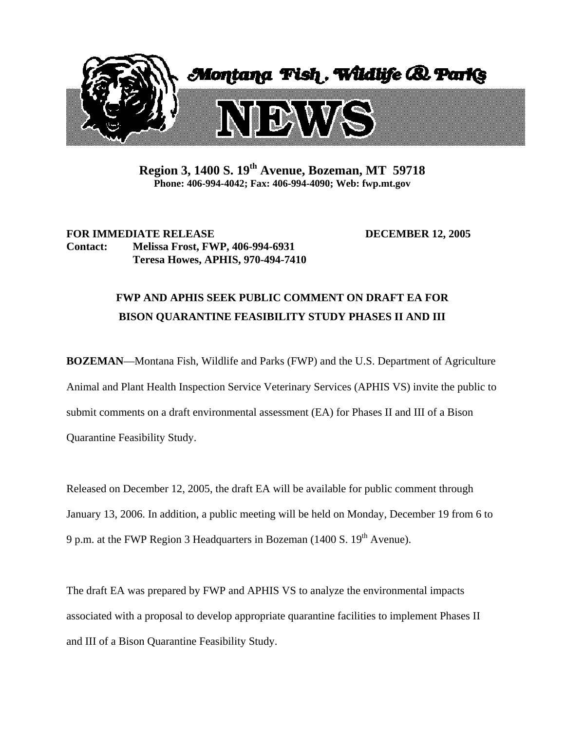Montana Fish, Wildlife & Parks

# NEWS

**Region 3, 1400 S. 19th Avenue, Bozeman, MT 59718**
**Phone: 406-994-4042; Fax: 406-994-4090; Web: fwp.mt.gov**

**FOR IMMEDIATE RELEASE** **DECEMBER 12, 2005**
**Contact: Melissa Frost, FWP, 406-994-6931**
**Teresa Howes, APHIS, 970-494-7410**

## FWP AND APHIS SEEK PUBLIC COMMENT ON DRAFT EA FOR BISON QUARANTINE FEASIBILITY STUDY PHASES II AND III

**BOZEMAN**—Montana Fish, Wildlife and Parks (FWP) and the U.S. Department of Agriculture Animal and Plant Health Inspection Service Veterinary Services (APHIS VS) invite the public to submit comments on a draft environmental assessment (EA) for Phases II and III of a Bison Quarantine Feasibility Study.

Released on December 12, 2005, the draft EA will be available for public comment through January 13, 2006. In addition, a public meeting will be held on Monday, December 19 from 6 to 9 p.m. at the FWP Region 3 Headquarters in Bozeman (1400 S. 19th Avenue).

The draft EA was prepared by FWP and APHIS VS to analyze the environmental impacts associated with a proposal to develop appropriate quarantine facilities to implement Phases II and III of a Bison Quarantine Feasibility Study.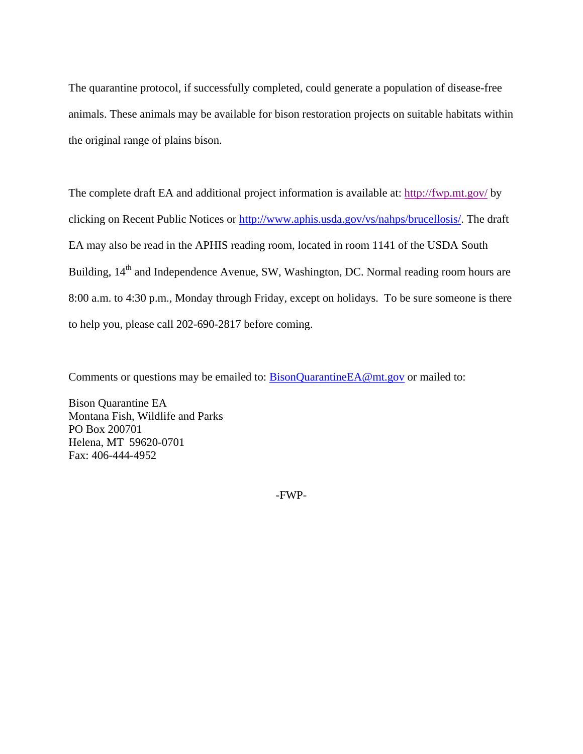The quarantine protocol, if successfully completed, could generate a population of disease-free animals. These animals may be available for bison restoration projects on suitable habitats within the original range of plains bison.

The complete draft EA and additional project information is available at: http://fwp.mt.gov/ by clicking on Recent Public Notices or http://www.aphis.usda.gov/vs/nahps/brucellosis/. The draft EA may also be read in the APHIS reading room, located in room 1141 of the USDA South Building, 14th and Independence Avenue, SW, Washington, DC. Normal reading room hours are 8:00 a.m. to 4:30 p.m., Monday through Friday, except on holidays. To be sure someone is there to help you, please call 202-690-2817 before coming.

Comments or questions may be emailed to: BisonQuarantineEA@mt.gov or mailed to:

Bison Quarantine EA
Montana Fish, Wildlife and Parks
PO Box 200701
Helena, MT 59620-0701
Fax: 406-444-4952

-FWP-